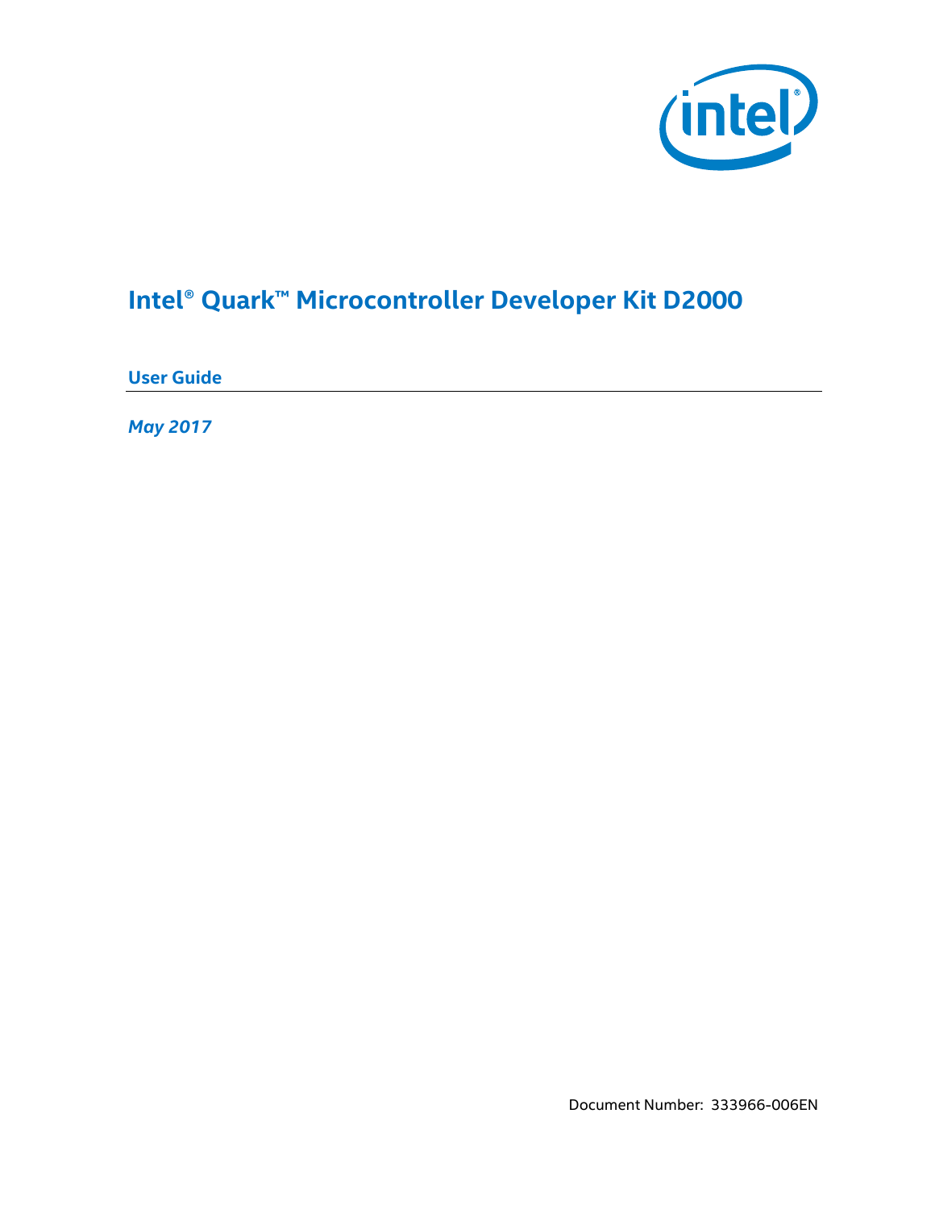# Intel® Quark™ Microcontroller Developer Kit D2000

**User Guide**

*May 2017*

Document Number: 333966-006EN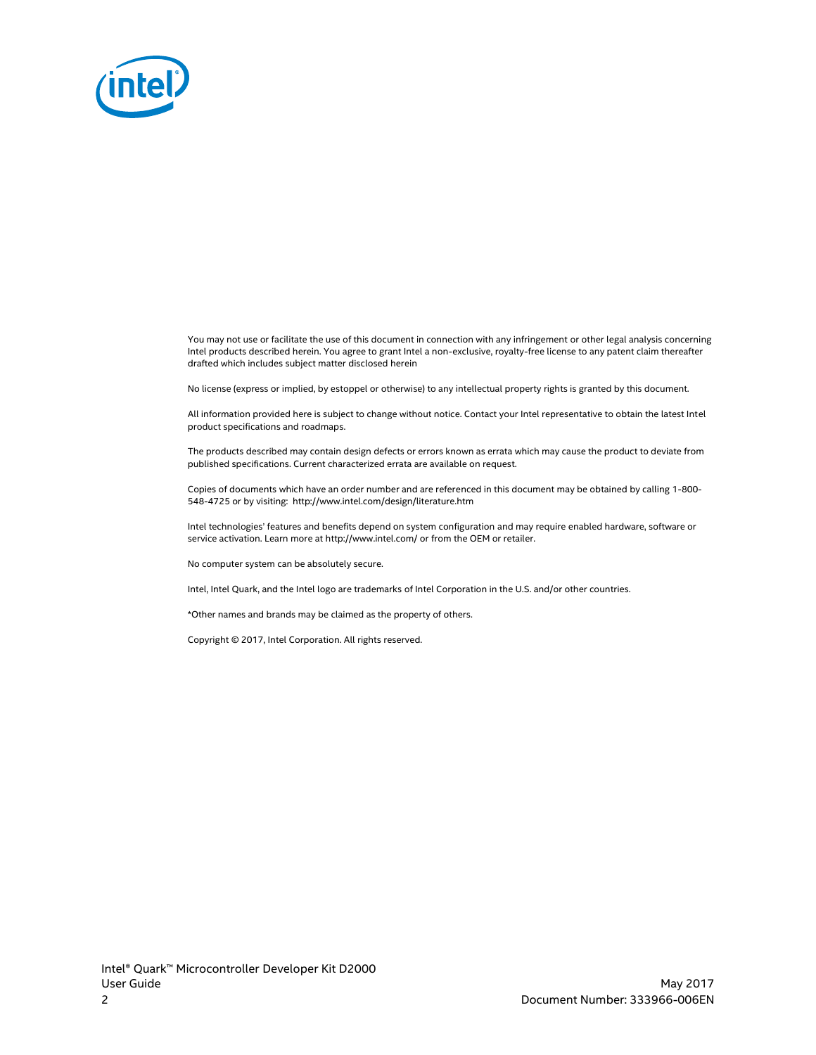You may not use or facilitate the use of this document in connection with any infringement or other legal analysis concerning Intel products described herein. You agree to grant Intel a non-exclusive, royalty-free license to any patent claim thereafter drafted which includes subject matter disclosed herein

No license (express or implied, by estoppel or otherwise) to any intellectual property rights is granted by this document.

All information provided here is subject to change without notice. Contact your Intel representative to obtain the latest Intel product specifications and roadmaps.

The products described may contain design defects or errors known as errata which may cause the product to deviate from published specifications. Current characterized errata are available on request.

Copies of documents which have an order number and are referenced in this document may be obtained by calling 1-800-548-4725 or by visiting: http://www.intel.com/design/literature.htm

Intel technologies' features and benefits depend on system configuration and may require enabled hardware, software or service activation. Learn more at http://www.intel.com/ or from the OEM or retailer.

No computer system can be absolutely secure.

Intel, Intel Quark, and the Intel logo are trademarks of Intel Corporation in the U.S. and/or other countries.

*Other names and brands may be claimed as the property of others.

Copyright © 2017, Intel Corporation. All rights reserved.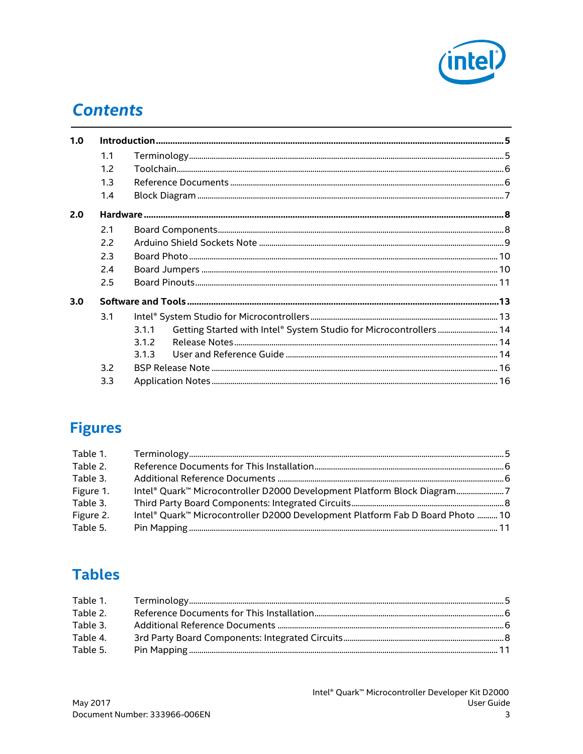# Contents

| | | | |
|---|---|---|---|
| **1.0** | **Introduction** | | **5** |
| | 1.1 | Terminology | 5 |
| | 1.2 | Toolchain | 6 |
| | 1.3 | Reference Documents | 6 |
| | 1.4 | Block Diagram | 7 |
| **2.0** | **Hardware** | | **8** |
| | 2.1 | Board Components | 8 |
| | 2.2 | Arduino Shield Sockets Note | 9 |
| | 2.3 | Board Photo | 10 |
| | 2.4 | Board Jumpers | 10 |
| | 2.5 | Board Pinouts | 11 |
| **3.0** | **Software and Tools** | | **13** |
| | 3.1 | Intel® System Studio for Microcontrollers | 13 |
| | | 3.1.1 Getting Started with Intel® System Studio for Microcontrollers | 14 |
| | | 3.1.2 Release Notes | 14 |
| | | 3.1.3 User and Reference Guide | 14 |
| | 3.2 | BSP Release Note | 16 |
| | 3.3 | Application Notes | 16 |

## Figures

| | | |
|---|---|---|
| Table 1. | Terminology | 5 |
| Table 2. | Reference Documents for This Installation | 6 |
| Table 3. | Additional Reference Documents | 6 |
| Figure 1. | Intel® Quark™ Microcontroller D2000 Development Platform Block Diagram | 7 |
| Table 3. | Third Party Board Components: Integrated Circuits | 8 |
| Figure 2. | Intel® Quark™ Microcontroller D2000 Development Platform Fab D Board Photo | 10 |
| Table 5. | Pin Mapping | 11 |

## Tables

| | | |
|---|---|---|
| Table 1. | Terminology | 5 |
| Table 2. | Reference Documents for This Installation | 6 |
| Table 3. | Additional Reference Documents | 6 |
| Table 4. | 3rd Party Board Components: Integrated Circuits | 8 |
| Table 5. | Pin Mapping | 11 |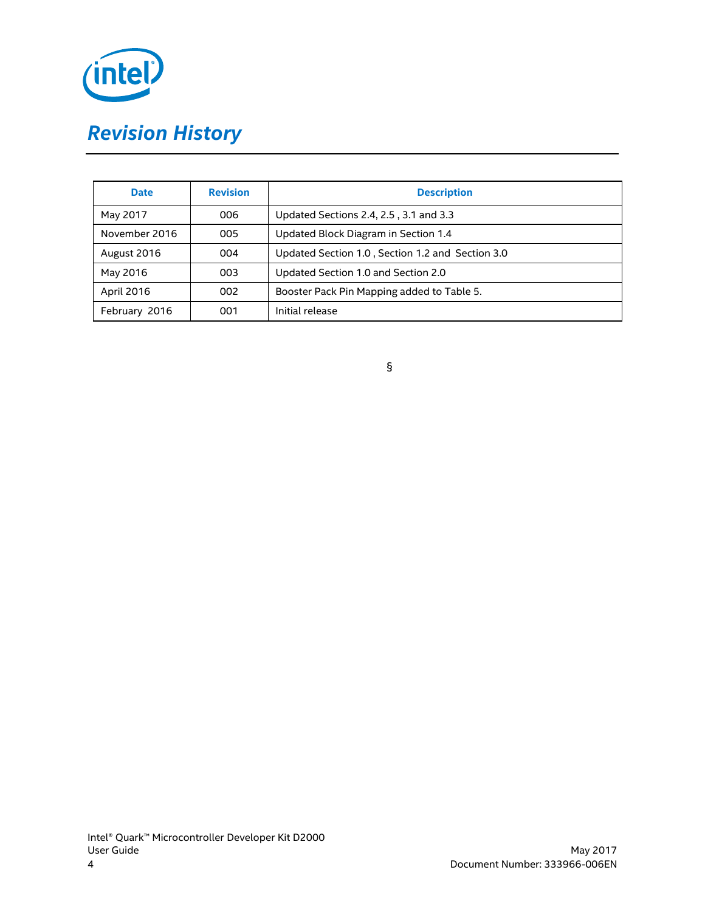# Revision History

| Date | Revision | Description |
|---|---|---|
| May 2017 | 006 | Updated Sections 2.4, 2.5 , 3.1 and 3.3 |
| November 2016 | 005 | Updated Block Diagram in Section 1.4 |
| August 2016 | 004 | Updated Section 1.0 , Section 1.2 and Section 3.0 |
| May 2016 | 003 | Updated Section 1.0 and Section 2.0 |
| April 2016 | 002 | Booster Pack Pin Mapping added to Table 5. |
| February 2016 | 001 | Initial release |

§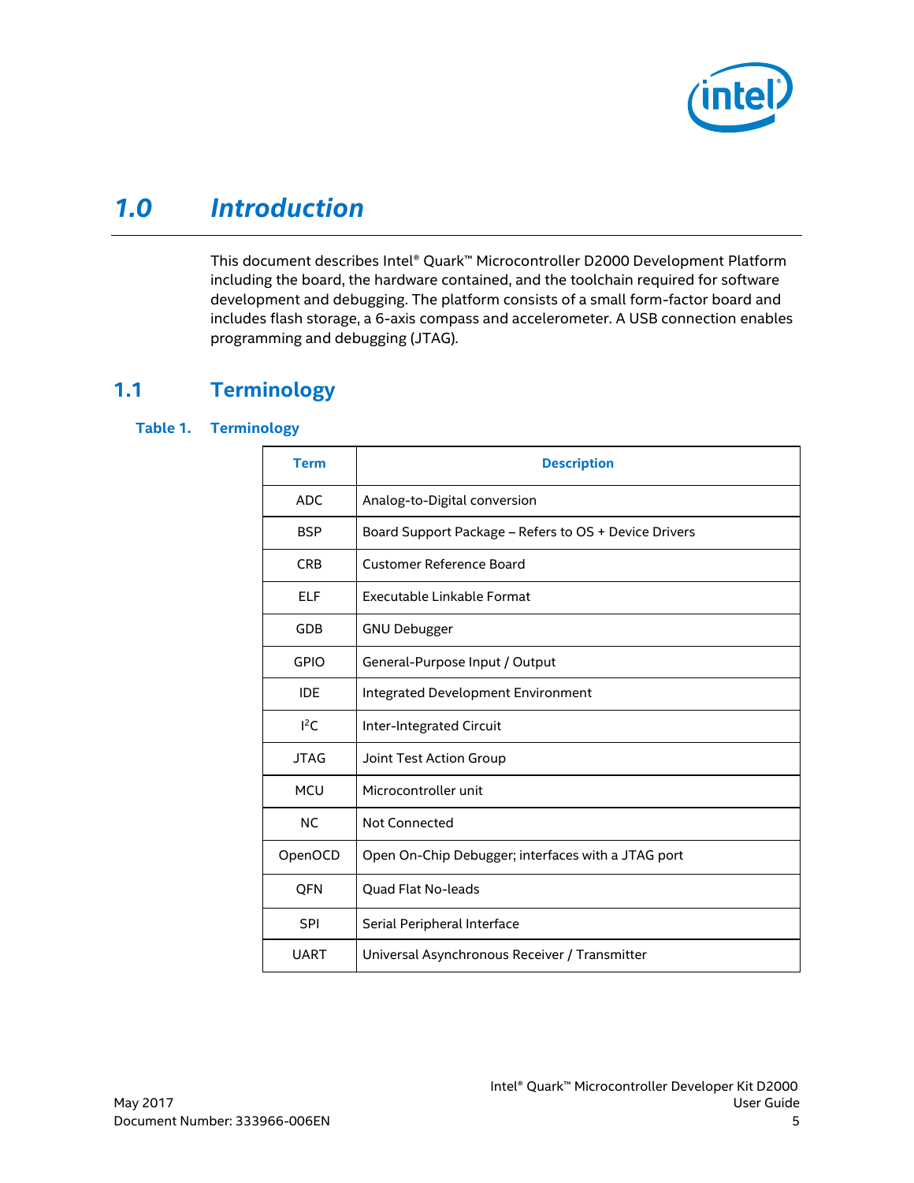# 1.0 Introduction

This document describes Intel® Quark™ Microcontroller D2000 Development Platform including the board, the hardware contained, and the toolchain required for software development and debugging. The platform consists of a small form-factor board and includes flash storage, a 6-axis compass and accelerometer. A USB connection enables programming and debugging (JTAG).

## 1.1 Terminology

**Table 1. Terminology**

| Term | Description |
|---|---|
| ADC | Analog-to-Digital conversion |
| BSP | Board Support Package – Refers to OS + Device Drivers |
| CRB | Customer Reference Board |
| ELF | Executable Linkable Format |
| GDB | GNU Debugger |
| GPIO | General-Purpose Input / Output |
| IDE | Integrated Development Environment |
| $I^2C$ | Inter-Integrated Circuit |
| JTAG | Joint Test Action Group |
| MCU | Microcontroller unit |
| NC | Not Connected |
| OpenOCD | Open On-Chip Debugger; interfaces with a JTAG port |
| QFN | Quad Flat No-leads |
| SPI | Serial Peripheral Interface |
| UART | Universal Asynchronous Receiver / Transmitter |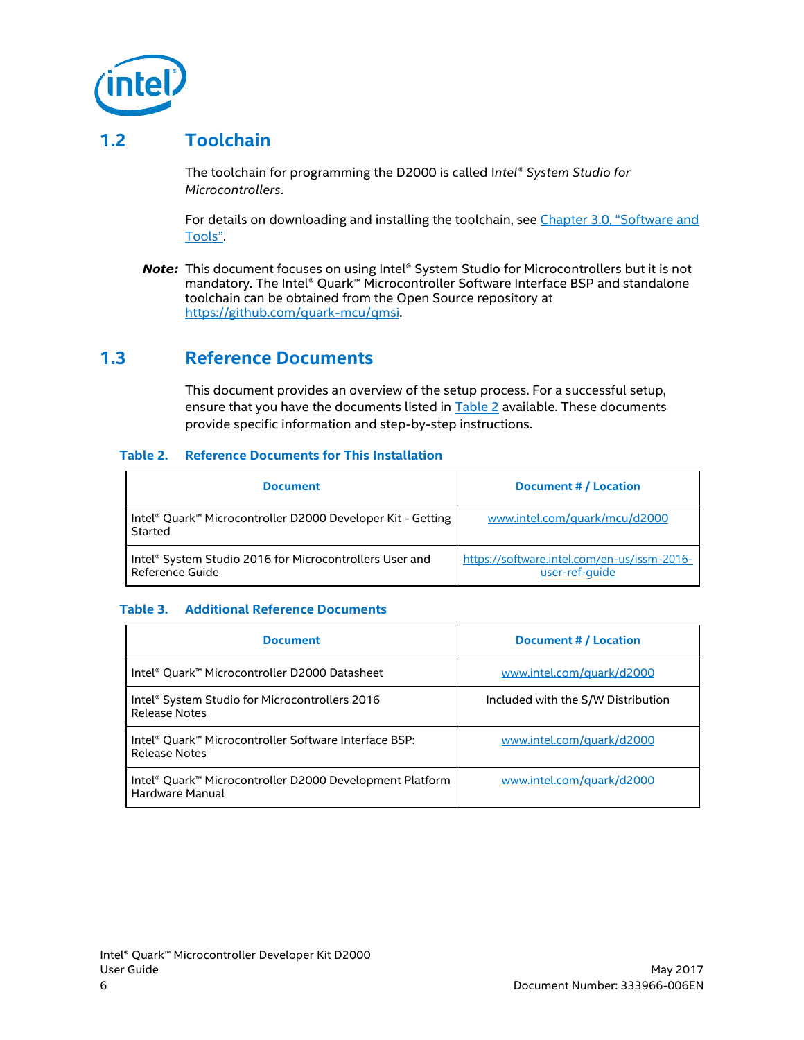## 1.2 Toolchain

The toolchain for programming the D2000 is called I*ntel® System Studio for Microcontrollers*.

For details on downloading and installing the toolchain, see Chapter 3.0, "Software and Tools".

***Note:*** This document focuses on using Intel® System Studio for Microcontrollers but it is not mandatory. The Intel® Quark™ Microcontroller Software Interface BSP and standalone toolchain can be obtained from the Open Source repository at https://github.com/quark-mcu/qmsi.

## 1.3 Reference Documents

This document provides an overview of the setup process. For a successful setup, ensure that you have the documents listed in Table 2 available. These documents provide specific information and step-by-step instructions.

**Table 2. Reference Documents for This Installation**

| Document | Document # / Location |
|---|---|
| Intel® Quark™ Microcontroller D2000 Developer Kit - Getting Started | www.intel.com/quark/mcu/d2000 |
| Intel® System Studio 2016 for Microcontrollers User and Reference Guide | https://software.intel.com/en-us/issm-2016-user-ref-guide |

**Table 3. Additional Reference Documents**

| Document | Document # / Location |
|---|---|
| Intel® Quark™ Microcontroller D2000 Datasheet | www.intel.com/quark/d2000 |
| Intel® System Studio for Microcontrollers 2016 Release Notes | Included with the S/W Distribution |
| Intel® Quark™ Microcontroller Software Interface BSP: Release Notes | www.intel.com/quark/d2000 |
| Intel® Quark™ Microcontroller D2000 Development Platform Hardware Manual | www.intel.com/quark/d2000 |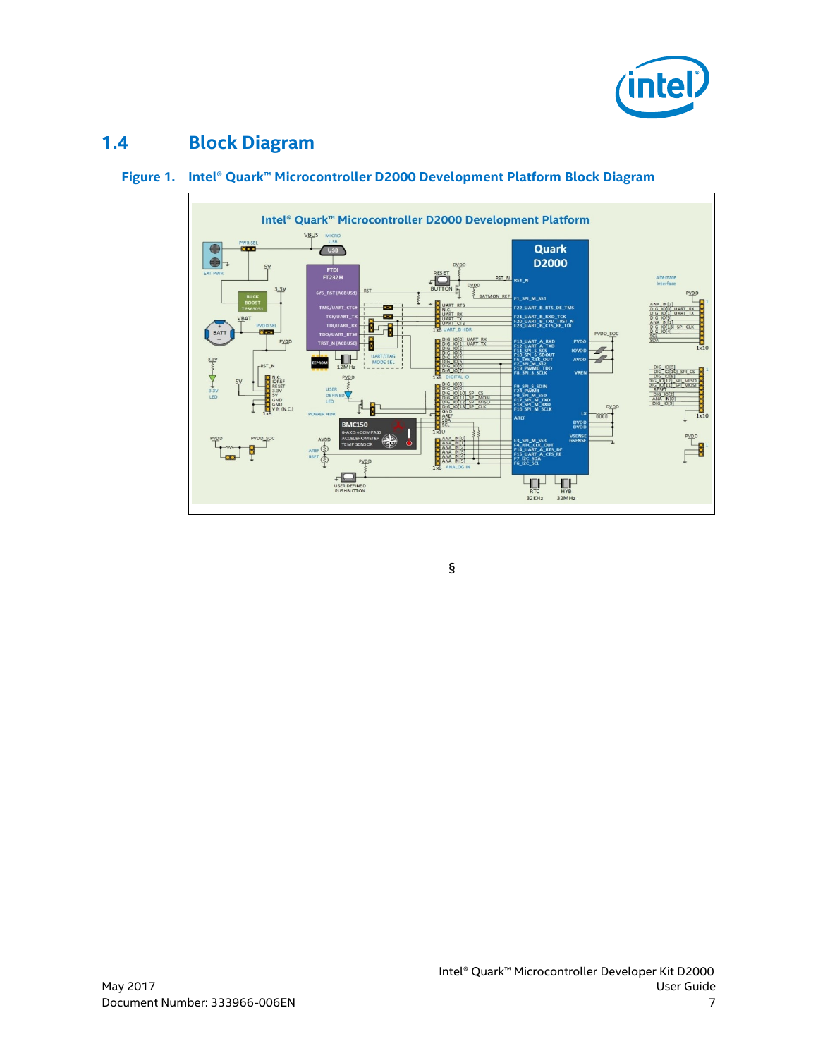## 1.4 Block Diagram

**Figure 1. Intel® Quark™ Microcontroller D2000 Development Platform Block Diagram**

§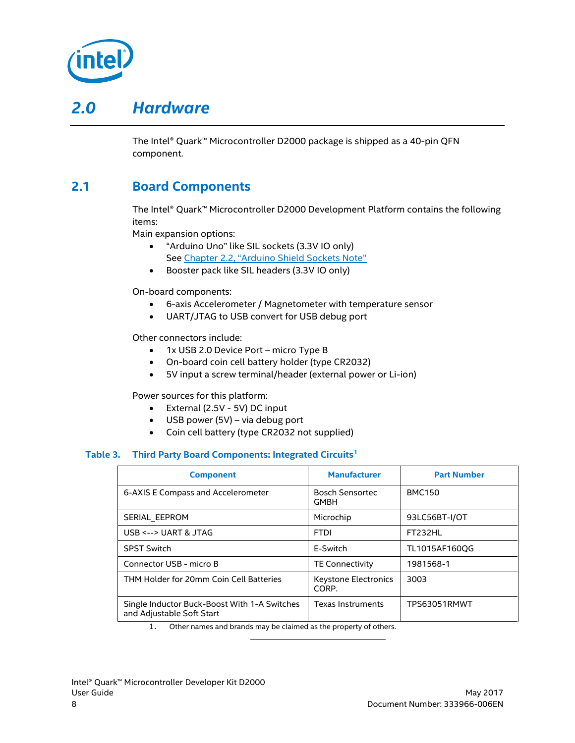# 2.0 Hardware

The Intel® Quark™ Microcontroller D2000 package is shipped as a 40-pin QFN component.

## 2.1 Board Components

The Intel® Quark™ Microcontroller D2000 Development Platform contains the following items:

Main expansion options:

- "Arduino Uno" like SIL sockets (3.3V IO only)
  See Chapter 2.2, "Arduino Shield Sockets Note"
- Booster pack like SIL headers (3.3V IO only)

On-board components:

- 6-axis Accelerometer / Magnetometer with temperature sensor
- UART/JTAG to USB convert for USB debug port

Other connectors include:

- 1x USB 2.0 Device Port – micro Type B
- On-board coin cell battery holder (type CR2032)
- 5V input a screw terminal/header (external power or Li-ion)

Power sources for this platform:

- External (2.5V - 5V) DC input
- USB power (5V) – via debug port
- Coin cell battery (type CR2032 not supplied)

**Table 3. Third Party Board Components: Integrated Circuits[1]**

| Component | Manufacturer | Part Number |
|---|---|---|
| 6-AXIS E Compass and Accelerometer | Bosch Sensortec GMBH | BMC150 |
| SERIAL_EEPROM | Microchip | 93LC56BT-I/OT |
| USB <--> UART & JTAG | FTDI | FT232HL |
| SPST Switch | E-Switch | TL1015AF160QG |
| Connector USB - micro B | TE Connectivity | 1981568-1 |
| THM Holder for 20mm Coin Cell Batteries | Keystone Electronics CORP. | 3003 |
| Single Inductor Buck-Boost With 1-A Switches and Adjustable Soft Start | Texas Instruments | TPS63051RMWT |

1. Other names and brands may be claimed as the property of others.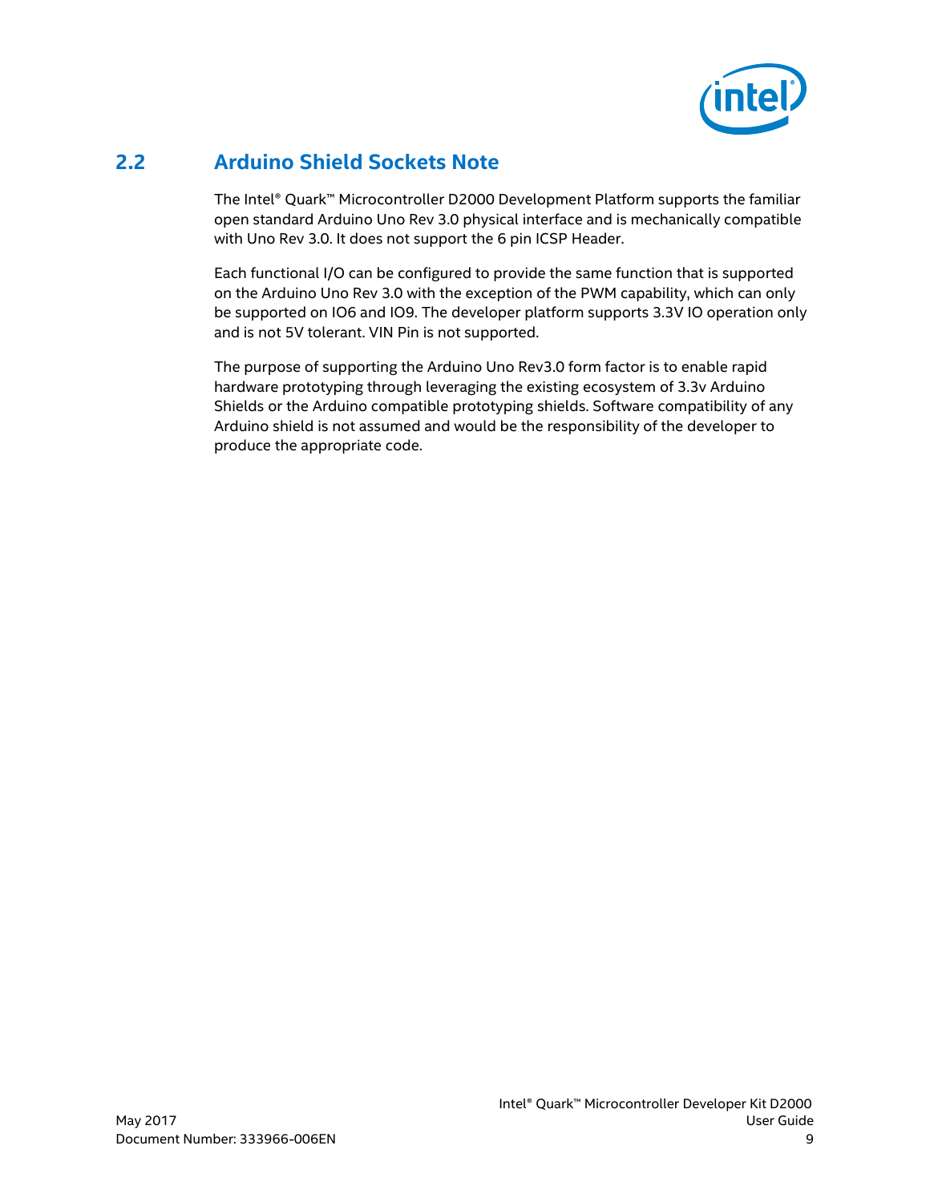## 2.2 Arduino Shield Sockets Note

The Intel® Quark™ Microcontroller D2000 Development Platform supports the familiar open standard Arduino Uno Rev 3.0 physical interface and is mechanically compatible with Uno Rev 3.0. It does not support the 6 pin ICSP Header.

Each functional I/O can be configured to provide the same function that is supported on the Arduino Uno Rev 3.0 with the exception of the PWM capability, which can only be supported on IO6 and IO9. The developer platform supports 3.3V IO operation only and is not 5V tolerant. VIN Pin is not supported.

The purpose of supporting the Arduino Uno Rev3.0 form factor is to enable rapid hardware prototyping through leveraging the existing ecosystem of 3.3v Arduino Shields or the Arduino compatible prototyping shields. Software compatibility of any Arduino shield is not assumed and would be the responsibility of the developer to produce the appropriate code.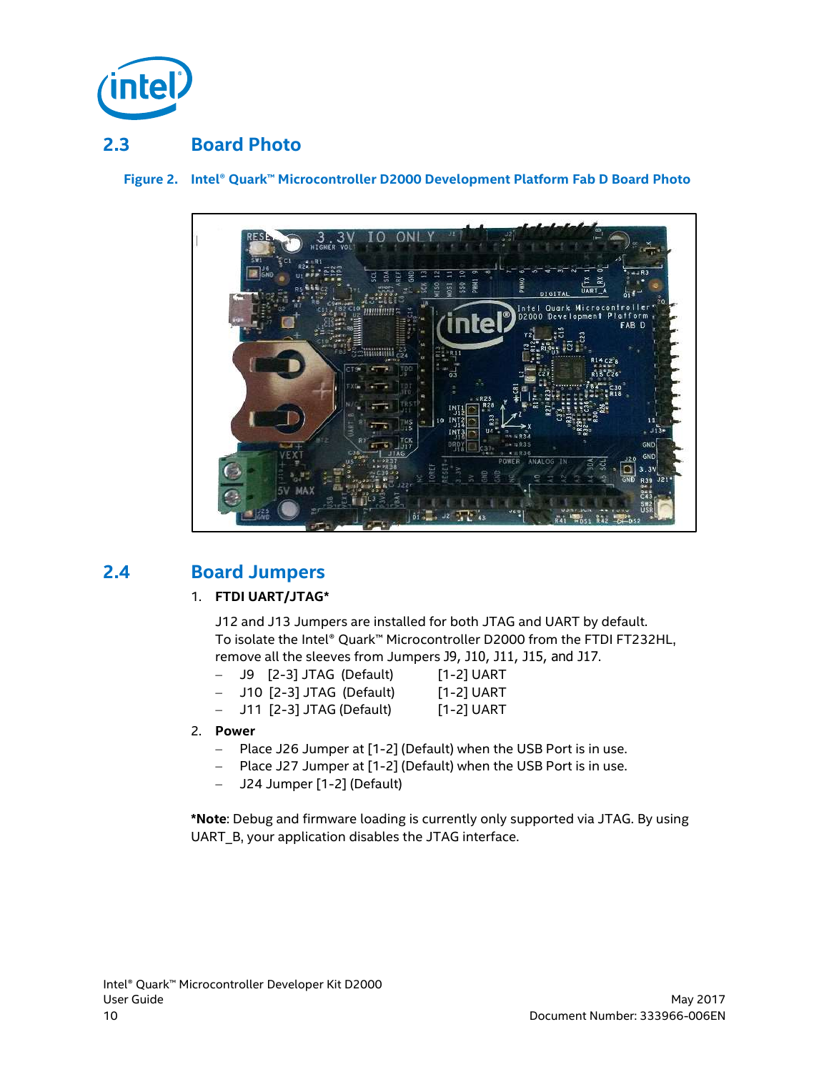## 2.3 Board Photo

**Figure 2. Intel® Quark™ Microcontroller D2000 Development Platform Fab D Board Photo**

## 2.4 Board Jumpers

1. **FTDI UART/JTAG***

   J12 and J13 Jumpers are installed for both JTAG and UART by default. To isolate the Intel® Quark™ Microcontroller D2000 from the FTDI FT232HL, remove all the sleeves from Jumpers J9, J10, J11, J15, and J17.

   - J9 [2-3] JTAG (Default) [1-2] UART
   - J10 [2-3] JTAG (Default) [1-2] UART
   - J11 [2-3] JTAG (Default) [1-2] UART

2. **Power**

   - Place J26 Jumper at [1-2] (Default) when the USB Port is in use.
   - Place J27 Jumper at [1-2] (Default) when the USB Port is in use.
   - J24 Jumper [1-2] (Default)

***Note**: Debug and firmware loading is currently only supported via JTAG. By using UART_B, your application disables the JTAG interface.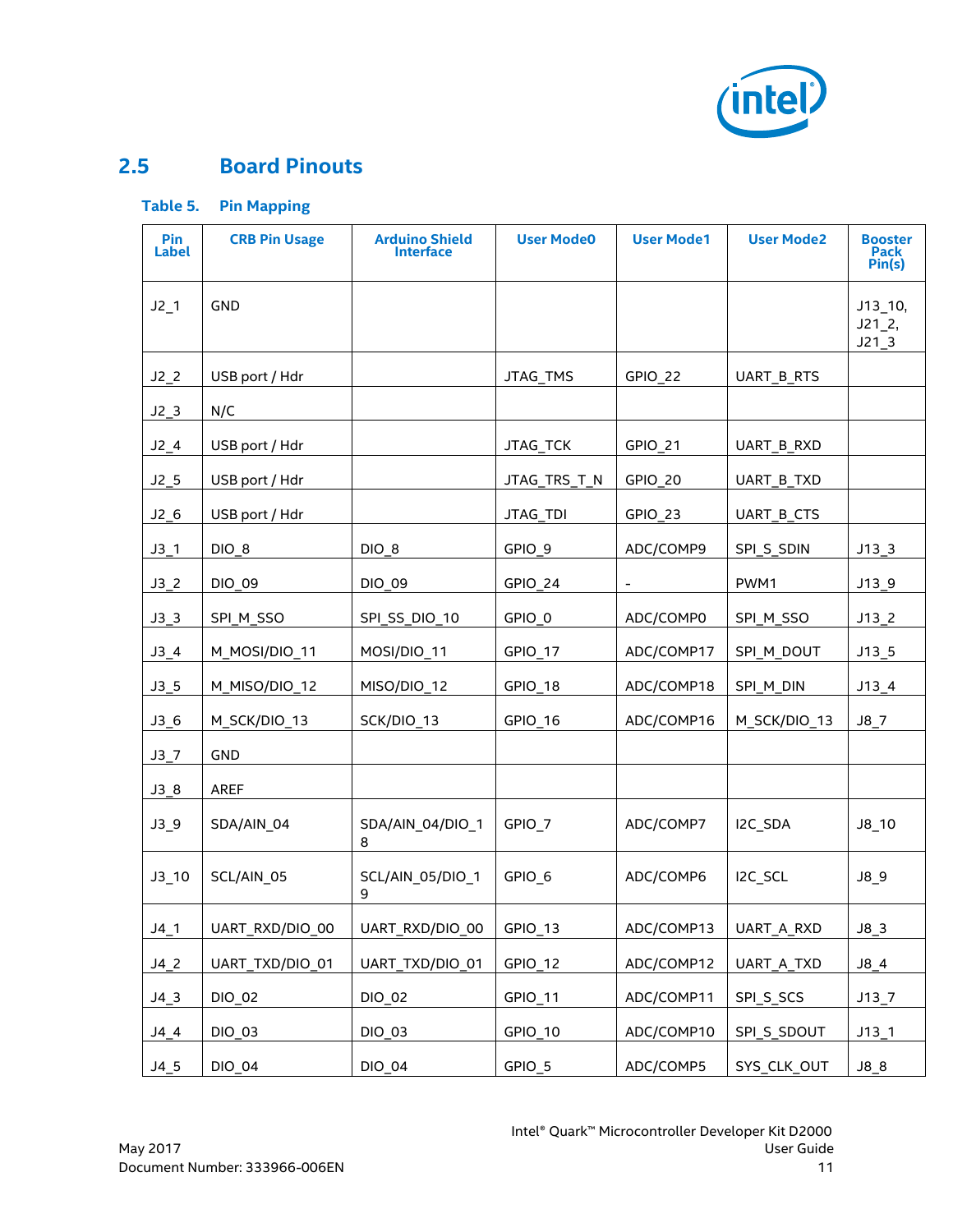## 2.5 Board Pinouts

**Table 5. Pin Mapping**

| Pin Label | CRB Pin Usage | Arduino Shield Interface | User Mode0 | User Mode1 | User Mode2 | Booster Pack Pin(s) |
|---|---|---|---|---|---|---|
| J2_1 | GND | | | | | J13_10, J21_2, J21_3 |
| J2_2 | USB port / Hdr | | JTAG_TMS | GPIO_22 | UART_B_RTS | |
| J2_3 | N/C | | | | | |
| J2_4 | USB port / Hdr | | JTAG_TCK | GPIO_21 | UART_B_RXD | |
| J2_5 | USB port / Hdr | | JTAG_TRS_T_N | GPIO_20 | UART_B_TXD | |
| J2_6 | USB port / Hdr | | JTAG_TDI | GPIO_23 | UART_B_CTS | |
| J3_1 | DIO_8 | DIO_8 | GPIO_9 | ADC/COMP9 | SPI_S_SDIN | J13_3 |
| J3_2 | DIO_09 | DIO_09 | GPIO_24 | - | PWM1 | J13_9 |
| J3_3 | SPI_M_SSO | SPI_SS_DIO_10 | GPIO_0 | ADC/COMP0 | SPI_M_SSO | J13_2 |
| J3_4 | M_MOSI/DIO_11 | MOSI/DIO_11 | GPIO_17 | ADC/COMP17 | SPI_M_DOUT | J13_5 |
| J3_5 | M_MISO/DIO_12 | MISO/DIO_12 | GPIO_18 | ADC/COMP18 | SPI_M_DIN | J13_4 |
| J3_6 | M_SCK/DIO_13 | SCK/DIO_13 | GPIO_16 | ADC/COMP16 | M_SCK/DIO_13 | J8_7 |
| J3_7 | GND | | | | | |
| J3_8 | AREF | | | | | |
| J3_9 | SDA/AIN_04 | SDA/AIN_04/DIO_18 | GPIO_7 | ADC/COMP7 | I2C_SDA | J8_10 |
| J3_10 | SCL/AIN_05 | SCL/AIN_05/DIO_19 | GPIO_6 | ADC/COMP6 | I2C_SCL | J8_9 |
| J4_1 | UART_RXD/DIO_00 | UART_RXD/DIO_00 | GPIO_13 | ADC/COMP13 | UART_A_RXD | J8_3 |
| J4_2 | UART_TXD/DIO_01 | UART_TXD/DIO_01 | GPIO_12 | ADC/COMP12 | UART_A_TXD | J8_4 |
| J4_3 | DIO_02 | DIO_02 | GPIO_11 | ADC/COMP11 | SPI_S_SCS | J13_7 |
| J4_4 | DIO_03 | DIO_03 | GPIO_10 | ADC/COMP10 | SPI_S_SDOUT | J13_1 |
| J4_5 | DIO_04 | DIO_04 | GPIO_5 | ADC/COMP5 | SYS_CLK_OUT | J8_8 |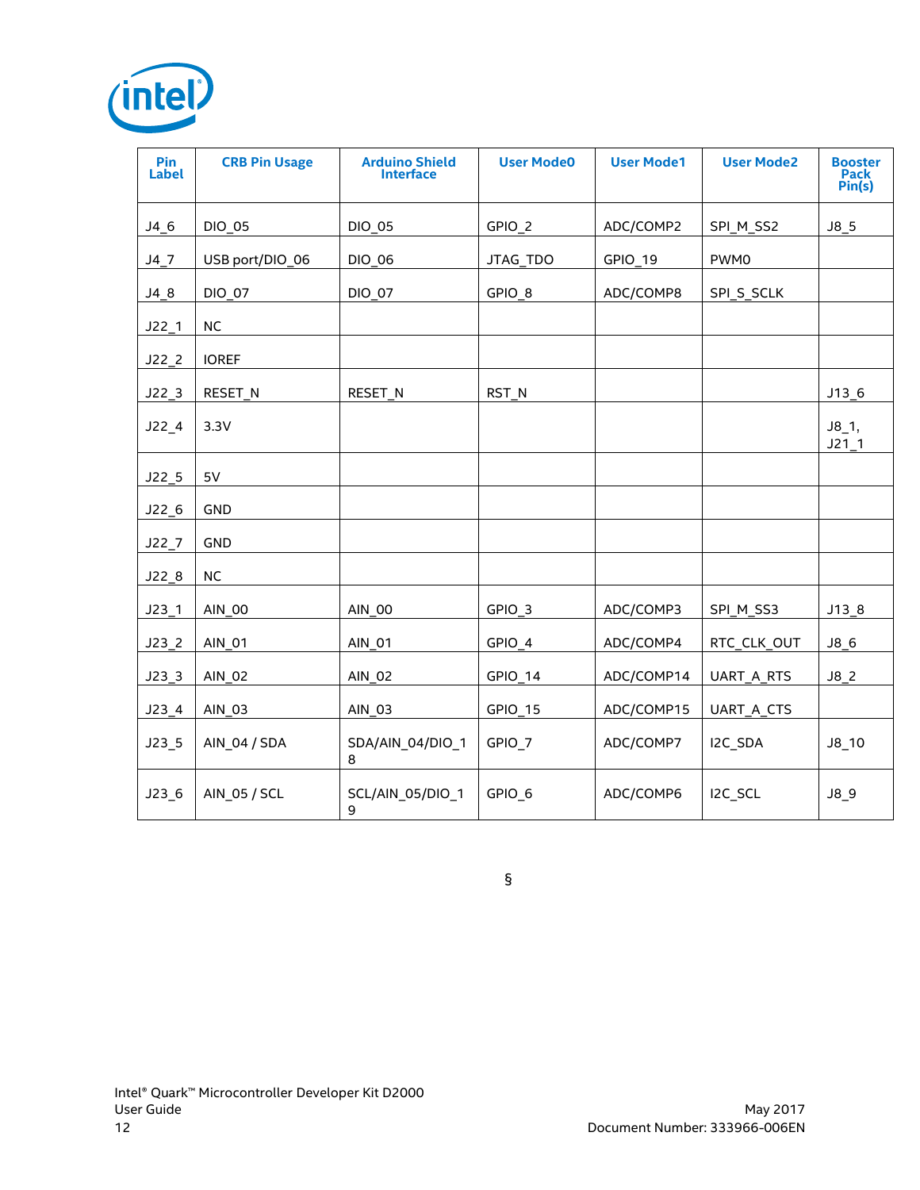| Pin Label | CRB Pin Usage | Arduino Shield Interface | User Mode0 | User Mode1 | User Mode2 | Booster Pack Pin(s) |
|---|---|---|---|---|---|---|
| J4_6 | DIO_05 | DIO_05 | GPIO_2 | ADC/COMP2 | SPI_M_SS2 | J8_5 |
| J4_7 | USB port/DIO_06 | DIO_06 | JTAG_TDO | GPIO_19 | PWM0 | |
| J4_8 | DIO_07 | DIO_07 | GPIO_8 | ADC/COMP8 | SPI_S_SCLK | |
| J22_1 | NC | | | | | |
| J22_2 | IOREF | | | | | |
| J22_3 | RESET_N | RESET_N | RST_N | | | J13_6 |
| J22_4 | 3.3V | | | | | J8_1, J21_1 |
| J22_5 | 5V | | | | | |
| J22_6 | GND | | | | | |
| J22_7 | GND | | | | | |
| J22_8 | NC | | | | | |
| J23_1 | AIN_00 | AIN_00 | GPIO_3 | ADC/COMP3 | SPI_M_SS3 | J13_8 |
| J23_2 | AIN_01 | AIN_01 | GPIO_4 | ADC/COMP4 | RTC_CLK_OUT | J8_6 |
| J23_3 | AIN_02 | AIN_02 | GPIO_14 | ADC/COMP14 | UART_A_RTS | J8_2 |
| J23_4 | AIN_03 | AIN_03 | GPIO_15 | ADC/COMP15 | UART_A_CTS | |
| J23_5 | AIN_04 / SDA | SDA/AIN_04/DIO_18 | GPIO_7 | ADC/COMP7 | I2C_SDA | J8_10 |
| J23_6 | AIN_05 / SCL | SCL/AIN_05/DIO_19 | GPIO_6 | ADC/COMP6 | I2C_SCL | J8_9 |

§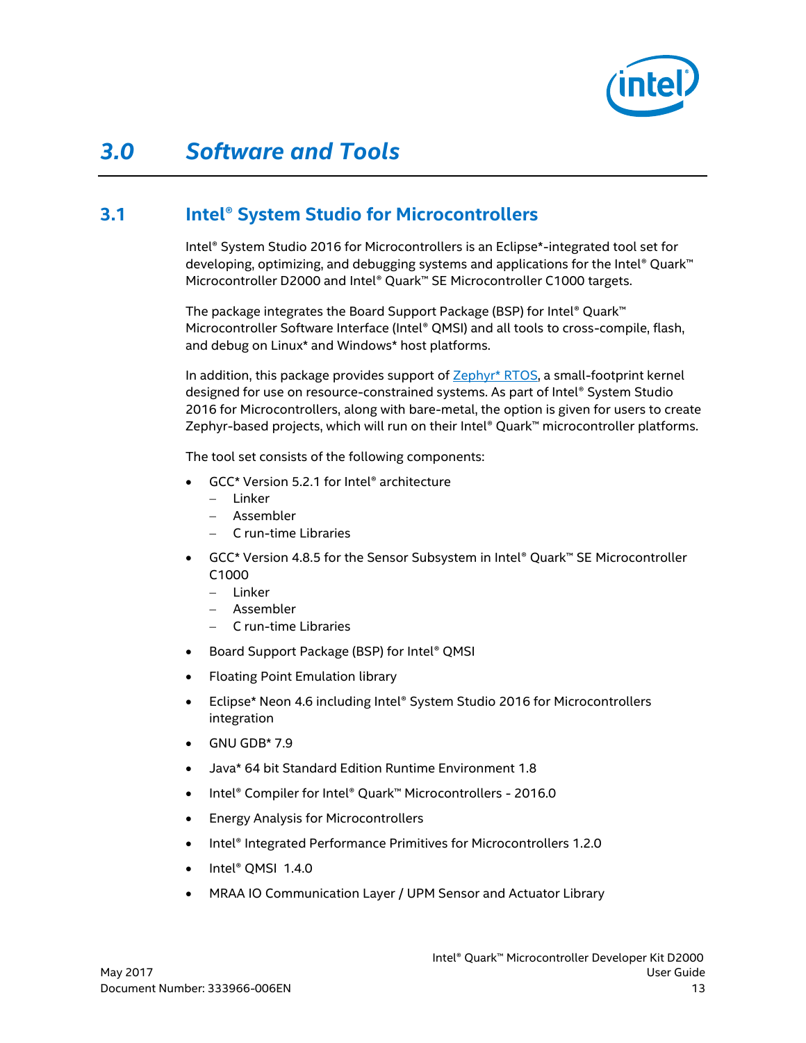# 3.0 Software and Tools

## 3.1 Intel® System Studio for Microcontrollers

Intel® System Studio 2016 for Microcontrollers is an Eclipse*-integrated tool set for developing, optimizing, and debugging systems and applications for the Intel® Quark™ Microcontroller D2000 and Intel® Quark™ SE Microcontroller C1000 targets.

The package integrates the Board Support Package (BSP) for Intel® Quark™ Microcontroller Software Interface (Intel® QMSI) and all tools to cross-compile, flash, and debug on Linux* and Windows* host platforms.

In addition, this package provides support of Zephyr* RTOS, a small-footprint kernel designed for use on resource-constrained systems. As part of Intel® System Studio 2016 for Microcontrollers, along with bare-metal, the option is given for users to create Zephyr-based projects, which will run on their Intel® Quark™ microcontroller platforms.

The tool set consists of the following components:

- GCC* Version 5.2.1 for Intel® architecture
  - Linker
  - Assembler
  - C run-time Libraries
- GCC* Version 4.8.5 for the Sensor Subsystem in Intel® Quark™ SE Microcontroller C1000
  - Linker
  - Assembler
  - C run-time Libraries
- Board Support Package (BSP) for Intel® QMSI
- Floating Point Emulation library
- Eclipse* Neon 4.6 including Intel® System Studio 2016 for Microcontrollers integration
- GNU GDB* 7.9
- Java* 64 bit Standard Edition Runtime Environment 1.8
- Intel® Compiler for Intel® Quark™ Microcontrollers - 2016.0
- Energy Analysis for Microcontrollers
- Intel® Integrated Performance Primitives for Microcontrollers 1.2.0
- Intel® QMSI 1.4.0
- MRAA IO Communication Layer / UPM Sensor and Actuator Library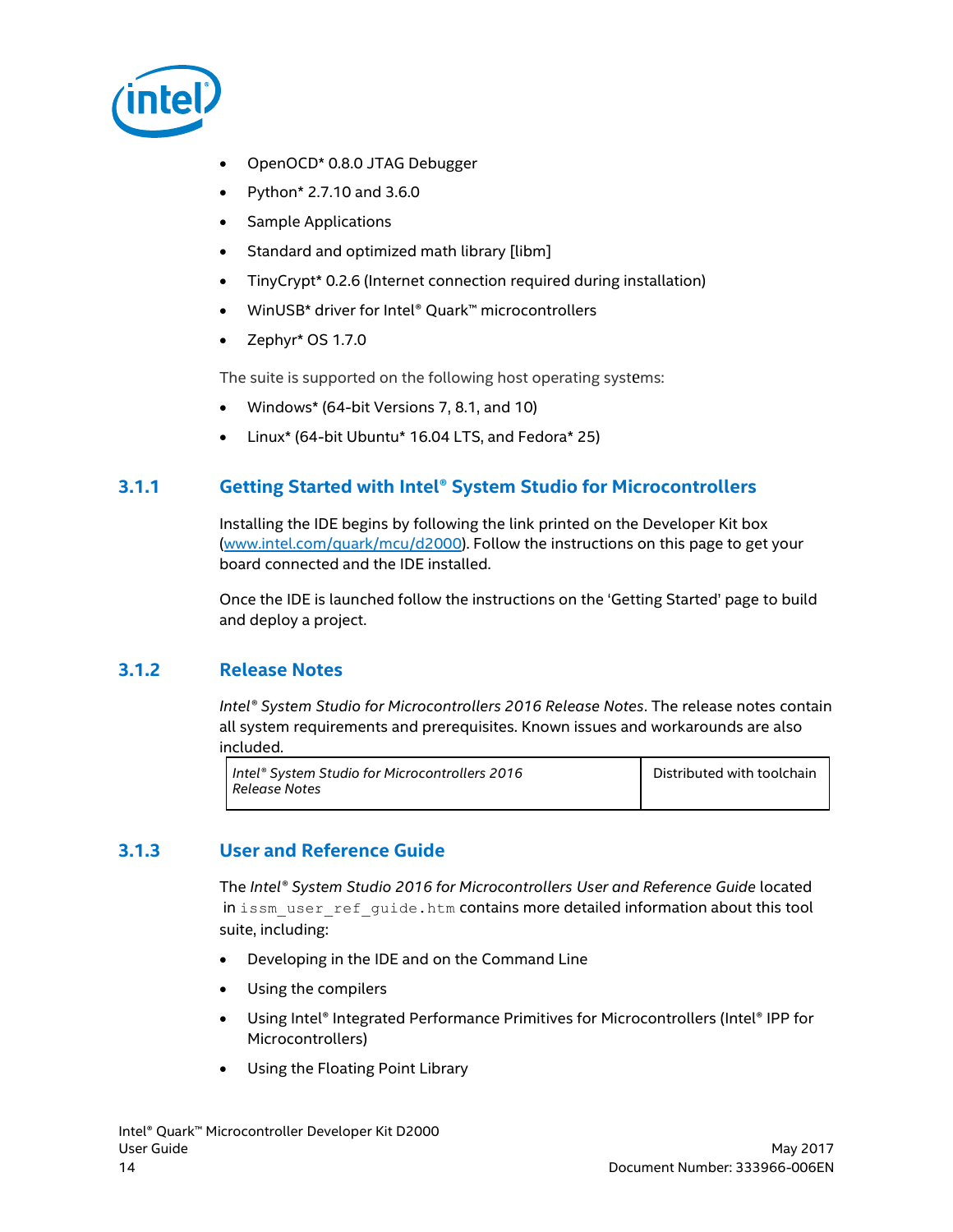- OpenOCD* 0.8.0 JTAG Debugger
- Python* 2.7.10 and 3.6.0
- Sample Applications
- Standard and optimized math library [libm]
- TinyCrypt* 0.2.6 (Internet connection required during installation)
- WinUSB* driver for Intel® Quark™ microcontrollers
- Zephyr* OS 1.7.0

The suite is supported on the following host operating systems:

- Windows* (64-bit Versions 7, 8.1, and 10)
- Linux* (64-bit Ubuntu* 16.04 LTS, and Fedora* 25)

### 3.1.1 Getting Started with Intel® System Studio for Microcontrollers

Installing the IDE begins by following the link printed on the Developer Kit box (www.intel.com/quark/mcu/d2000). Follow the instructions on this page to get your board connected and the IDE installed.

Once the IDE is launched follow the instructions on the 'Getting Started' page to build and deploy a project.

### 3.1.2 Release Notes

*Intel® System Studio for Microcontrollers 2016 Release Notes*. The release notes contain all system requirements and prerequisites. Known issues and workarounds are also included.

| | |
|---|---|
| *Intel® System Studio for Microcontrollers 2016 Release Notes* | Distributed with toolchain |

### 3.1.3 User and Reference Guide

The *Intel® System Studio 2016 for Microcontrollers User and Reference Guide* located in `issm_user_ref_guide.htm` contains more detailed information about this tool suite, including:

- Developing in the IDE and on the Command Line
- Using the compilers
- Using Intel® Integrated Performance Primitives for Microcontrollers (Intel® IPP for Microcontrollers)
- Using the Floating Point Library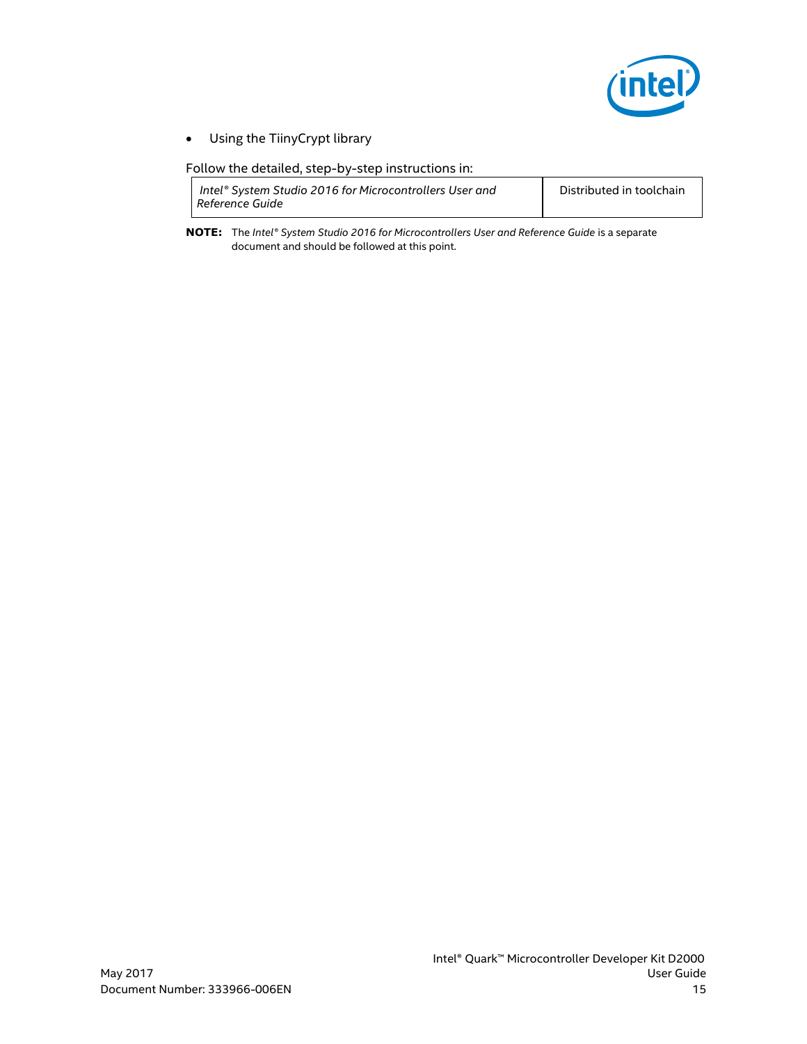- Using the TiinyCrypt library

Follow the detailed, step-by-step instructions in:

| | |
|---|---|
| *Intel® System Studio 2016 for Microcontrollers User and Reference Guide* | Distributed in toolchain |

**NOTE:** The *Intel® System Studio 2016 for Microcontrollers User and Reference Guide* is a separate document and should be followed at this point.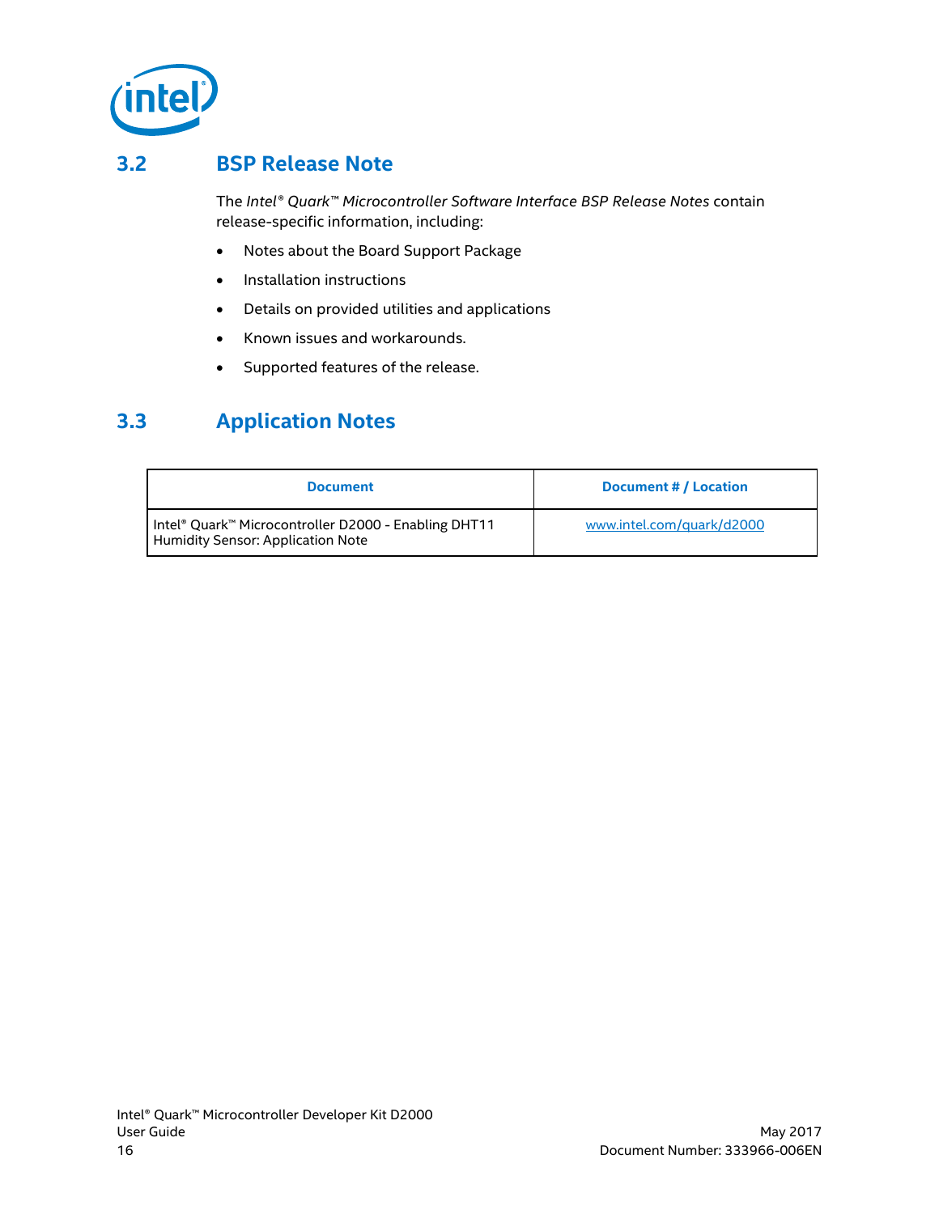## 3.2 BSP Release Note

The *Intel® Quark™ Microcontroller Software Interface BSP Release Notes* contain release-specific information, including:

- Notes about the Board Support Package
- Installation instructions
- Details on provided utilities and applications
- Known issues and workarounds.
- Supported features of the release.

## 3.3 Application Notes

| Document | Document # / Location |
|---|---|
| Intel® Quark™ Microcontroller D2000 - Enabling DHT11 Humidity Sensor: Application Note | www.intel.com/quark/d2000 |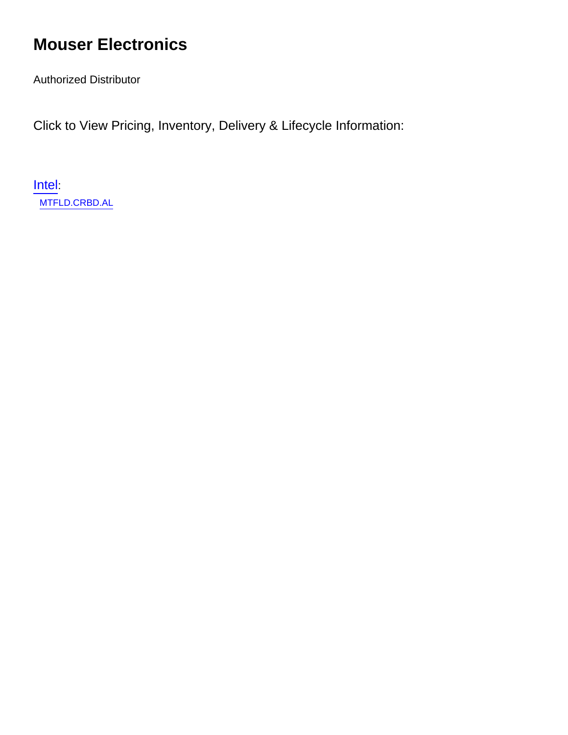# Mouser Electronics

Authorized Distributor

Click to View Pricing, Inventory, Delivery & Lifecycle Information:

Intel:

MTFLD.CRBD.AL